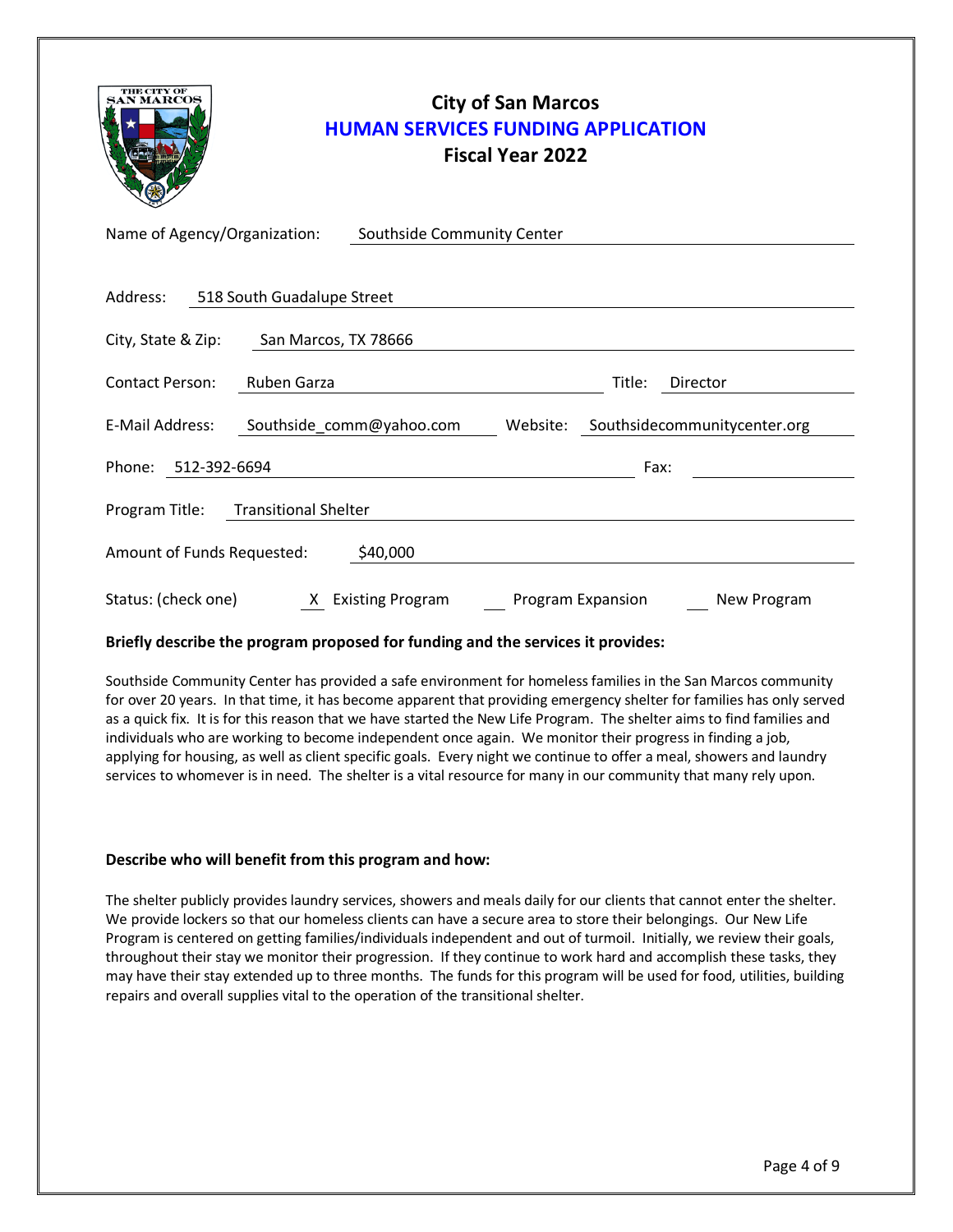# City of San Marcos

## HUMAN SERVICES FUNDING APPLICATION

### Fiscal Year 2022

Name of Agency/Organization: Southside Community Center

Address: 518 South Guadalupe Street

City, State & Zip: San Marcos, TX 78666

Contact Person: Ruben Garza Title: Director

E-Mail Address: Southside_comm@yahoo.com Website: Southsidecommunitycenter.org

Phone: 512-392-6694 Fax:

Program Title: Transitional Shelter

Amount of Funds Requested: $40,000

Status: (check one) X Existing Program ___ Program Expansion ___ New Program

**Briefly describe the program proposed for funding and the services it provides:**

Southside Community Center has provided a safe environment for homeless families in the San Marcos community for over 20 years. In that time, it has become apparent that providing emergency shelter for families has only served as a quick fix. It is for this reason that we have started the New Life Program. The shelter aims to find families and individuals who are working to become independent once again. We monitor their progress in finding a job, applying for housing, as well as client specific goals. Every night we continue to offer a meal, showers and laundry services to whomever is in need. The shelter is a vital resource for many in our community that many rely upon.

**Describe who will benefit from this program and how:**

The shelter publicly provides laundry services, showers and meals daily for our clients that cannot enter the shelter. We provide lockers so that our homeless clients can have a secure area to store their belongings. Our New Life Program is centered on getting families/individuals independent and out of turmoil. Initially, we review their goals, throughout their stay we monitor their progression. If they continue to work hard and accomplish these tasks, they may have their stay extended up to three months. The funds for this program will be used for food, utilities, building repairs and overall supplies vital to the operation of the transitional shelter.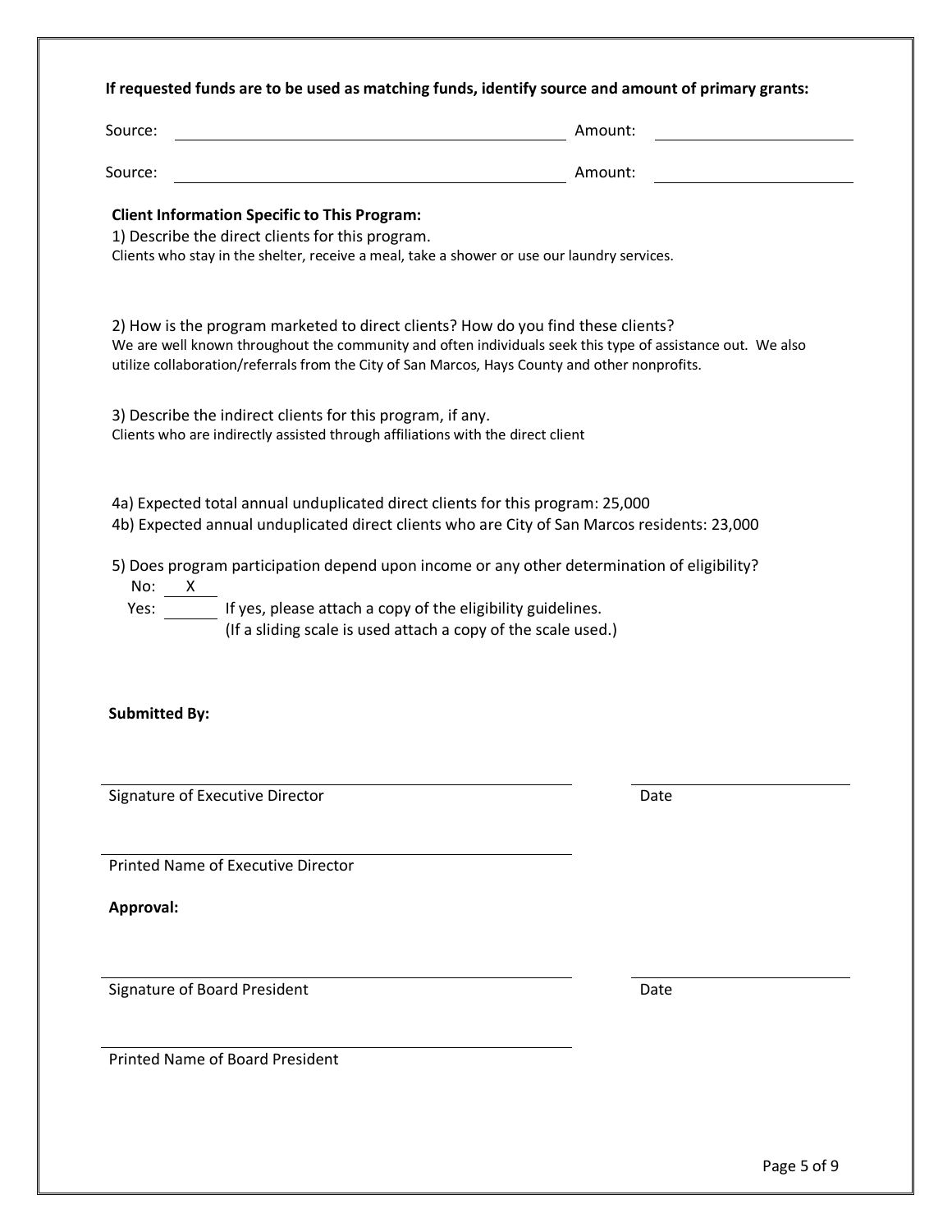**If requested funds are to be used as matching funds, identify source and amount of primary grants:**

Source: ______________________________ Amount: ______________

Source: ______________________________ Amount: ______________

**Client Information Specific to This Program:**

1) Describe the direct clients for this program.

Clients who stay in the shelter, receive a meal, take a shower or use our laundry services.

2) How is the program marketed to direct clients? How do you find these clients?

We are well known throughout the community and often individuals seek this type of assistance out. We also utilize collaboration/referrals from the City of San Marcos, Hays County and other nonprofits.

3) Describe the indirect clients for this program, if any.

Clients who are indirectly assisted through affiliations with the direct client

4a) Expected total annual unduplicated direct clients for this program: 25,000

4b) Expected annual unduplicated direct clients who are City of San Marcos residents: 23,000

5) Does program participation depend upon income or any other determination of eligibility?

No: X

Yes: ______ If yes, please attach a copy of the eligibility guidelines. (If a sliding scale is used attach a copy of the scale used.)

**Submitted By:**

______________________________ ______________

Signature of Executive Director Date

______________________________

Printed Name of Executive Director

**Approval:**

______________________________ ______________

Signature of Board President Date

______________________________

Printed Name of Board President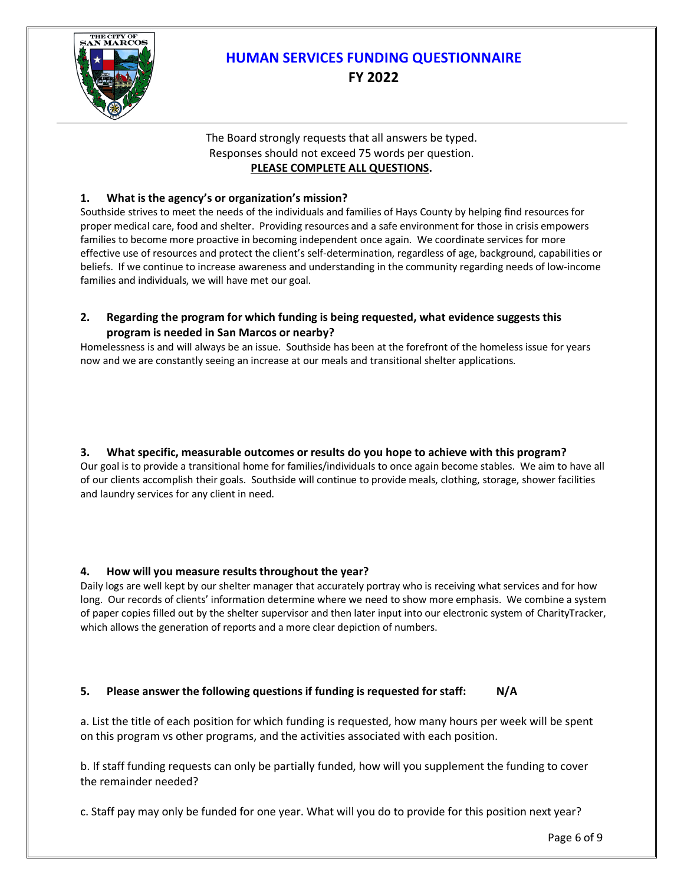# HUMAN SERVICES FUNDING QUESTIONNAIRE
## FY 2022

The Board strongly requests that all answers be typed.
Responses should not exceed 75 words per question.
**PLEASE COMPLETE ALL QUESTIONS.**

**1. What is the agency's or organization's mission?**

Southside strives to meet the needs of the individuals and families of Hays County by helping find resources for proper medical care, food and shelter. Providing resources and a safe environment for those in crisis empowers families to become more proactive in becoming independent once again. We coordinate services for more effective use of resources and protect the client's self-determination, regardless of age, background, capabilities or beliefs. If we continue to increase awareness and understanding in the community regarding needs of low-income families and individuals, we will have met our goal.

**2. Regarding the program for which funding is being requested, what evidence suggests this program is needed in San Marcos or nearby?**

Homelessness is and will always be an issue. Southside has been at the forefront of the homeless issue for years now and we are constantly seeing an increase at our meals and transitional shelter applications.

**3. What specific, measurable outcomes or results do you hope to achieve with this program?**

Our goal is to provide a transitional home for families/individuals to once again become stables. We aim to have all of our clients accomplish their goals. Southside will continue to provide meals, clothing, storage, shower facilities and laundry services for any client in need.

**4. How will you measure results throughout the year?**

Daily logs are well kept by our shelter manager that accurately portray who is receiving what services and for how long. Our records of clients' information determine where we need to show more emphasis. We combine a system of paper copies filled out by the shelter supervisor and then later input into our electronic system of CharityTracker, which allows the generation of reports and a more clear depiction of numbers.

**5. Please answer the following questions if funding is requested for staff: N/A**

a. List the title of each position for which funding is requested, how many hours per week will be spent on this program vs other programs, and the activities associated with each position.

b. If staff funding requests can only be partially funded, how will you supplement the funding to cover the remainder needed?

c. Staff pay may only be funded for one year. What will you do to provide for this position next year?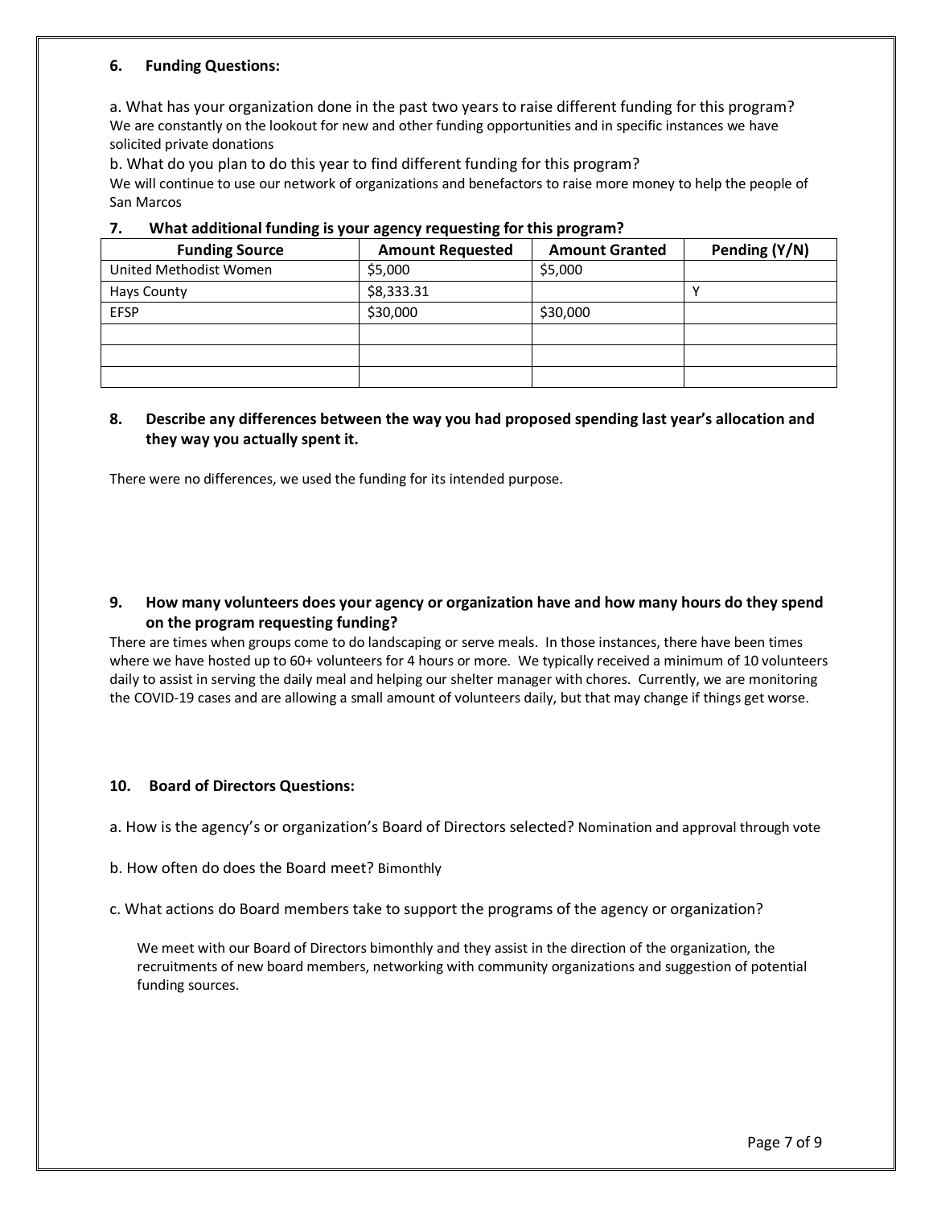### 6. Funding Questions:

a. What has your organization done in the past two years to raise different funding for this program?
We are constantly on the lookout for new and other funding opportunities and in specific instances we have solicited private donations

b. What do you plan to do this year to find different funding for this program?
We will continue to use our network of organizations and benefactors to raise more money to help the people of San Marcos

### 7. What additional funding is your agency requesting for this program?

| Funding Source | Amount Requested | Amount Granted | Pending (Y/N) |
|---|---|---|---|
| United Methodist Women | $5,000 | $5,000 | |
| Hays County | $8,333.31 | | Y |
| EFSP | $30,000 | $30,000 | |
| | | | |
| | | | |
| | | | |

### 8. Describe any differences between the way you had proposed spending last year's allocation and they way you actually spent it.

There were no differences, we used the funding for its intended purpose.

### 9. How many volunteers does your agency or organization have and how many hours do they spend on the program requesting funding?

There are times when groups come to do landscaping or serve meals. In those instances, there have been times where we have hosted up to 60+ volunteers for 4 hours or more. We typically received a minimum of 10 volunteers daily to assist in serving the daily meal and helping our shelter manager with chores. Currently, we are monitoring the COVID-19 cases and are allowing a small amount of volunteers daily, but that may change if things get worse.

### 10. Board of Directors Questions:

a. How is the agency's or organization's Board of Directors selected? Nomination and approval through vote

b. How often do does the Board meet? Bimonthly

c. What actions do Board members take to support the programs of the agency or organization?

We meet with our Board of Directors bimonthly and they assist in the direction of the organization, the recruitments of new board members, networking with community organizations and suggestion of potential funding sources.